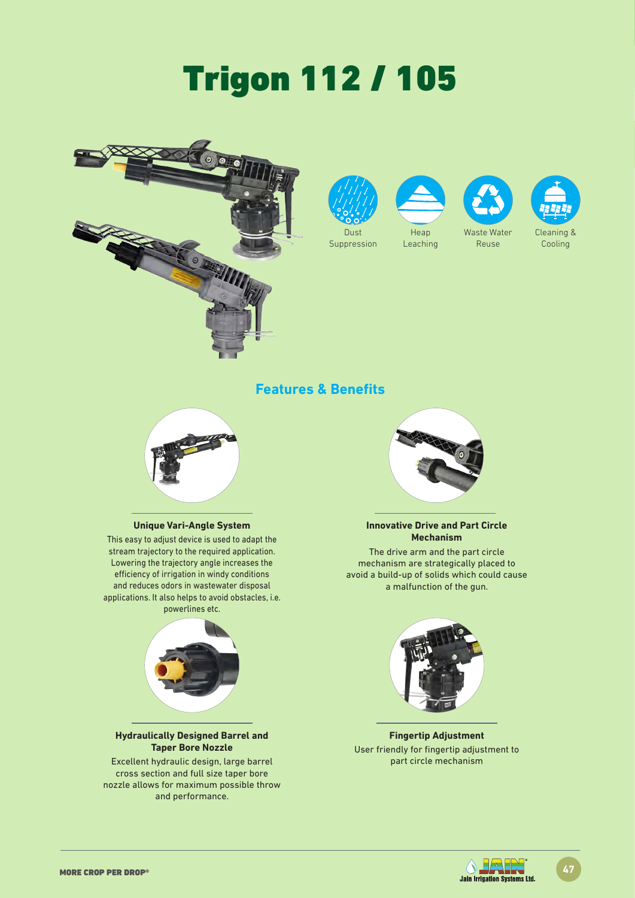# Trigon 112 / 105

Dust Suppression

Heap Leaching

Waste Water Reuse

Cleaning & Cooling

## Features & Benefits

### Unique Vari-Angle System

This easy to adjust device is used to adapt the stream trajectory to the required application. Lowering the trajectory angle increases the efficiency of irrigation in windy conditions and reduces odors in wastewater disposal applications. It also helps to avoid obstacles, i.e. powerlines etc.

### Innovative Drive and Part Circle Mechanism

The drive arm and the part circle mechanism are strategically placed to avoid a build-up of solids which could cause a malfunction of the gun.

### Hydraulically Designed Barrel and Taper Bore Nozzle

Excellent hydraulic design, large barrel cross section and full size taper bore nozzle allows for maximum possible throw and performance.

### Fingertip Adjustment

User friendly for fingertip adjustment to part circle mechanism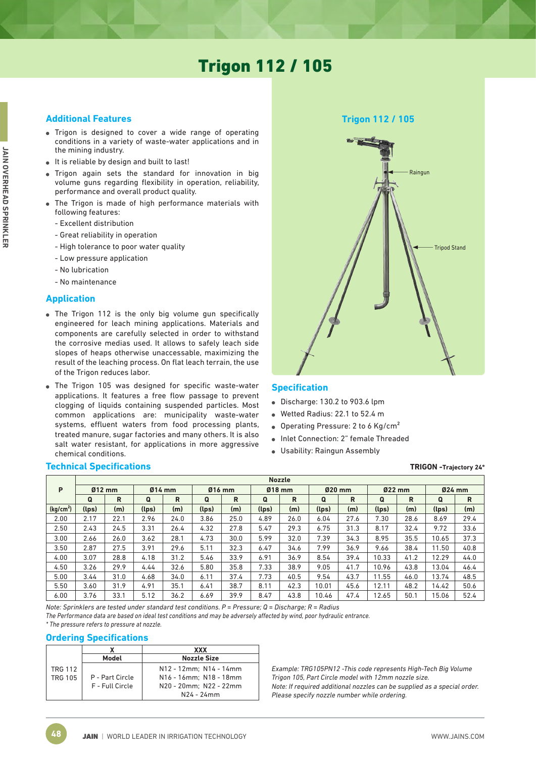# Trigon 112 / 105

## Additional Features

- Trigon is designed to cover a wide range of operating conditions in a variety of waste-water applications and in the mining industry.
- It is reliable by design and built to last!
- Trigon again sets the standard for innovation in big volume guns regarding flexibility in operation, reliability, performance and overall product quality.
- The Trigon is made of high performance materials with following features:
  - Excellent distribution
  - Great reliability in operation
  - High tolerance to poor water quality
  - Low pressure application
  - No lubrication
  - No maintenance

## Application

- The Trigon 112 is the only big volume gun specifically engineered for leach mining applications. Materials and components are carefully selected in order to withstand the corrosive medias used. It allows to safely leach side slopes of heaps otherwise unaccessable, maximizing the result of the leaching process. On flat leach terrain, the use of the Trigon reduces labor.
- The Trigon 105 was designed for specific waste-water applications. It features a free flow passage to prevent clogging of liquids containing suspended particles. Most common applications are: municipality waste-water systems, effluent waters from food processing plants, treated manure, sugar factories and many others. It is also salt water resistant, for applications in more aggressive chemical conditions.

### Trigon 112 / 105

Raingun

Tripod Stand

## Specification

- Discharge: 130.2 to 903.6 lpm
- Wetted Radius: 22.1 to 52.4 m
- Operating Pressure: 2 to 6 Kg/cm$^2$
- Inlet Connection: 2" female Threaded
- Usability: Raingun Assembly

## Technical Specifications

**TRIGON -Trajectory 24°**

| P | Nozzle | | | | | | | | | | | | | |
|---|---|---|---|---|---|---|---|---|---|---|---|---|---|---|
| | Ø12 mm | | Ø14 mm | | Ø16 mm | | Ø18 mm | | Ø20 mm | | Ø22 mm | | Ø24 mm | |
| | Q | R | Q | R | Q | R | Q | R | Q | R | Q | R | Q | R |
| (kg/cm$^2$) | (lps) | (m) | (lps) | (m) | (lps) | (m) | (lps) | (m) | (lps) | (m) | (lps) | (m) | (lps) | (m) |
| 2.00 | 2.17 | 22.1 | 2.96 | 24.0 | 3.86 | 25.0 | 4.89 | 26.0 | 6.04 | 27.6 | 7.30 | 28.6 | 8.69 | 29.4 |
| 2.50 | 2.43 | 24.5 | 3.31 | 26.4 | 4.32 | 27.8 | 5.47 | 29.3 | 6.75 | 31.3 | 8.17 | 32.4 | 9.72 | 33.6 |
| 3.00 | 2.66 | 26.0 | 3.62 | 28.1 | 4.73 | 30.0 | 5.99 | 32.0 | 7.39 | 34.3 | 8.95 | 35.5 | 10.65 | 37.3 |
| 3.50 | 2.87 | 27.5 | 3.91 | 29.6 | 5.11 | 32.3 | 6.47 | 34.6 | 7.99 | 36.9 | 9.66 | 38.4 | 11.50 | 40.8 |
| 4.00 | 3.07 | 28.8 | 4.18 | 31.2 | 5.46 | 33.9 | 6.91 | 36.9 | 8.54 | 39.4 | 10.33 | 41.2 | 12.29 | 44.0 |
| 4.50 | 3.26 | 29.9 | 4.44 | 32.6 | 5.80 | 35.8 | 7.33 | 38.9 | 9.05 | 41.7 | 10.96 | 43.8 | 13.04 | 46.4 |
| 5.00 | 3.44 | 31.0 | 4.68 | 34.0 | 6.11 | 37.4 | 7.73 | 40.5 | 9.54 | 43.7 | 11.55 | 46.0 | 13.74 | 48.5 |
| 5.50 | 3.60 | 31.9 | 4.91 | 35.1 | 6.41 | 38.7 | 8.11 | 42.3 | 10.01 | 45.6 | 12.11 | 48.2 | 14.42 | 50.6 |
| 6.00 | 3.76 | 33.1 | 5.12 | 36.2 | 6.69 | 39.9 | 8.47 | 43.8 | 10.46 | 47.4 | 12.65 | 50.1 | 15.06 | 52.4 |

*Note: Sprinklers are tested under standard test conditions. P = Pressure; Q = Discharge; R = Radius*

*The Performance data are based on ideal test conditions and may be adversely affected by wind, poor hydraulic entrance.*

*\* The pressure refers to pressure at nozzle.*

## Ordering Specifications

| | X | XXX |
|---|---|---|
| | Model | Nozzle Size |
| TRG 112<br>TRG 105 | P - Part Circle<br>F - Full Circle | N12 - 12mm; N14 - 14mm<br>N16 - 16mm; N18 - 18mm<br>N20 - 20mm; N22 - 22mm<br>N24 - 24mm |

*Example: TRG105PN12 -This code represents High-Tech Big Volume Trigon 105, Part Circle model with 12mm nozzle size.*

*Note: If required additional nozzles can be supplied as a special order. Please specify nozzle number while ordering.*